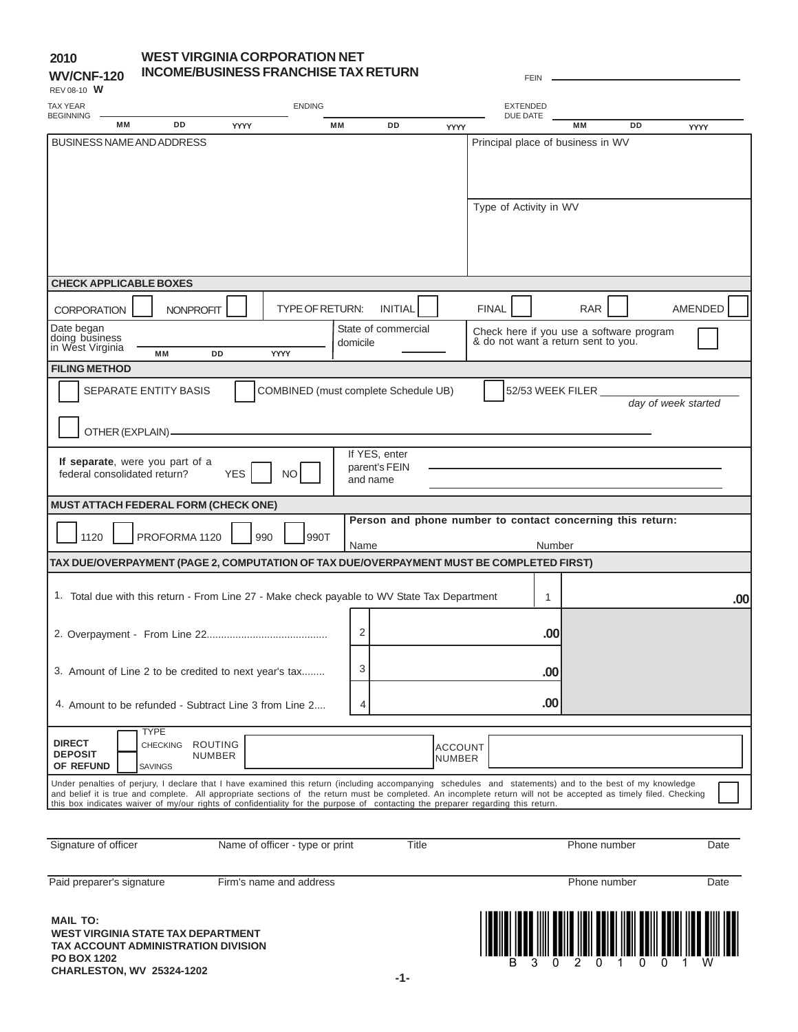**2010**
**WV/CNF-120**
REV 08-10 **W**

# WEST VIRGINIA CORPORATION NET INCOME/BUSINESS FRANCHISE TAX RETURN

FEIN ______________________

TAX YEAR BEGINNING ______ (MM DD YYYY) ENDING ______ (MM DD YYYY) EXTENDED DUE DATE ______ (MM DD YYYY)

| BUSINESS NAME AND ADDRESS | Principal place of business in WV |
|---|---|
| | Type of Activity in WV |

**CHECK APPLICABLE BOXES**

CORPORATION ☐ NONPROFIT ☐ TYPE OF RETURN: INITIAL ☐ FINAL ☐ RAR ☐ AMENDED ☐

Date began doing business in West Virginia ______ (MM DD YYYY)

State of commercial domicile ______

Check here if you use a software program & do not want a return sent to you. ☐

**FILING METHOD**

☐ SEPARATE ENTITY BASIS ☐ COMBINED (must complete Schedule UB) ☐ 52/53 WEEK FILER ______ *day of week started*

☐ OTHER (EXPLAIN) ______

**If separate**, were you part of a federal consolidated return? YES ☐ NO ☐ If YES, enter parent's FEIN and name ______

**MUST ATTACH FEDERAL FORM (CHECK ONE)**

☐ 1120 ☐ PROFORMA 1120 ☐ 990 ☐ 990T

**Person and phone number to contact concerning this return:**
Name ______ Number ______

**TAX DUE/OVERPAYMENT (PAGE 2, COMPUTATION OF TAX DUE/OVERPAYMENT MUST BE COMPLETED FIRST)**

| Line | Description | | Amount |
|---|---|---|---|
| 1. | Total due with this return - From Line 27 - Make check payable to WV State Tax Department | 1 | .00 |
| 2. | Overpayment - From Line 22.......................................... | 2 | .00 |
| 3. | Amount of Line 2 to be credited to next year's tax........ | 3 | .00 |
| 4. | Amount to be refunded - Subtract Line 3 from Line 2.... | 4 | .00 |

**DIRECT DEPOSIT OF REFUND** TYPE ☐ CHECKING ☐ SAVINGS ROUTING NUMBER ______ ACCOUNT NUMBER ______

Under penalties of perjury, I declare that I have examined this return (including accompanying schedules and statements) and to the best of my knowledge and belief it is true and complete. All appropriate sections of the return must be completed. An incomplete return will not be accepted as timely filed. Checking this box indicates waiver of my/our rights of confidentiality for the purpose of contacting the preparer regarding this return. ☐

Signature of officer | Name of officer - type or print | Title | Phone number | Date

Paid preparer's signature | Firm's name and address | Phone number | Date

**MAIL TO:**
**WEST VIRGINIA STATE TAX DEPARTMENT**
**TAX ACCOUNT ADMINISTRATION DIVISION**
**PO BOX 1202**
**CHARLESTON, WV 25324-1202**

B 3 0 2 0 1 0 0 1 W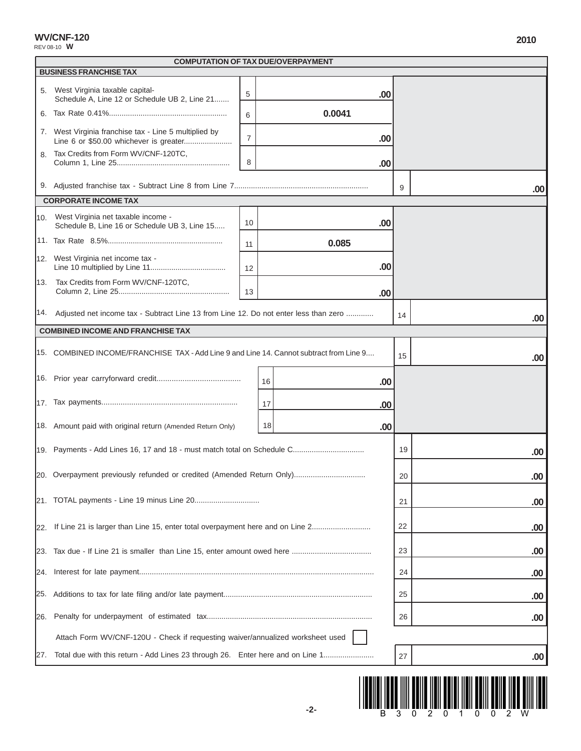**WV/CNF-120**
REV 08-10 **W**

**2010**

## COMPUTATION OF TAX DUE/OVERPAYMENT

### BUSINESS FRANCHISE TAX

| Line | Description | | Amount | | Total |
|---|---|---|---|---|---|
| 5. | West Virginia taxable capital- Schedule A, Line 12 or Schedule UB 2, Line 21 | 5 | .00 | | |
| 6. | Tax Rate 0.41% | 6 | 0.0041 | | |
| 7. | West Virginia franchise tax - Line 5 multiplied by Line 6 or $50.00 whichever is greater | 7 | .00 | | |
| 8. | Tax Credits from Form WV/CNF-120TC, Column 1, Line 25 | 8 | .00 | | |
| 9. | Adjusted franchise tax - Subtract Line 8 from Line 7 | | | 9 | .00 |

### CORPORATE INCOME TAX

| Line | Description | | Amount | | Total |
|---|---|---|---|---|---|
| 10. | West Virginia net taxable income - Schedule B, Line 16 or Schedule UB 3, Line 15 | 10 | .00 | | |
| 11. | Tax Rate 8.5% | 11 | 0.085 | | |
| 12. | West Virginia net income tax - Line 10 multiplied by Line 11 | 12 | .00 | | |
| 13. | Tax Credits from Form WV/CNF-120TC, Column 2, Line 25 | 13 | .00 | | |
| 14. | Adjusted net income tax - Subtract Line 13 from Line 12. Do not enter less than zero | | | 14 | .00 |

### COMBINED INCOME AND FRANCHISE TAX

| Line | Description | | Amount | | Total |
|---|---|---|---|---|---|
| 15. | COMBINED INCOME/FRANCHISE TAX - Add Line 9 and Line 14. Cannot subtract from Line 9 | | | 15 | .00 |
| 16. | Prior year carryforward credit | 16 | .00 | | |
| 17. | Tax payments | 17 | .00 | | |
| 18. | Amount paid with original return (Amended Return Only) | 18 | .00 | | |
| 19. | Payments - Add Lines 16, 17 and 18 - must match total on Schedule C | | | 19 | .00 |
| 20. | Overpayment previously refunded or credited (Amended Return Only) | | | 20 | .00 |
| 21. | TOTAL payments - Line 19 minus Line 20 | | | 21 | .00 |
| 22. | If Line 21 is larger than Line 15, enter total overpayment here and on Line 2 | | | 22 | .00 |
| 23. | Tax due - If Line 21 is smaller than Line 15, enter amount owed here | | | 23 | .00 |
| 24. | Interest for late payment | | | 24 | .00 |
| 25. | Additions to tax for late filing and/or late payment | | | 25 | .00 |
| 26. | Penalty for underpayment of estimated tax | | | 26 | .00 |
| | Attach Form WV/CNF-120U - Check if requesting waiver/annualized worksheet used ☐ | | | | |
| 27. | Total due with this return - Add Lines 23 through 26. Enter here and on Line 1 | | | 27 | .00 |

B 3 0 2 0 1 0 0 2 W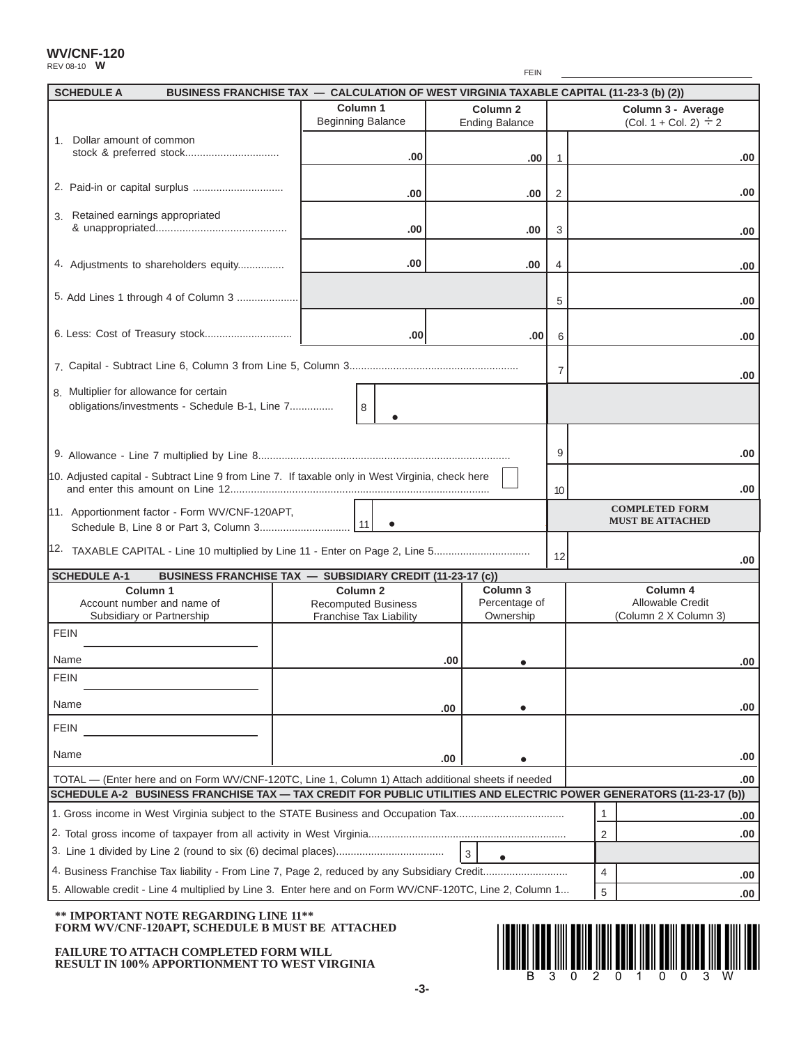**WV/CNF-120**
REV 08-10 **W**

FEIN ____________________

## SCHEDULE A BUSINESS FRANCHISE TAX — CALCULATION OF WEST VIRGINIA TAXABLE CAPITAL (11-23-3 (b) (2))

| | Column 1 Beginning Balance | Column 2 Ending Balance | | Column 3 - Average (Col. 1 + Col. 2) ÷ 2 |
|---|---|---|---|---|
| 1. Dollar amount of common stock & preferred stock................................ | .00 | .00 | 1 | .00 |
| 2. Paid-in or capital surplus ............................... | .00 | .00 | 2 | .00 |
| 3. Retained earnings appropriated & unappropriated............................................ | .00 | .00 | 3 | .00 |
| 4. Adjustments to shareholders equity................ | .00 | .00 | 4 | .00 |
| 5. Add Lines 1 through 4 of Column 3 .................... | | | 5 | .00 |
| 6. Less: Cost of Treasury stock............................. | .00 | .00 | 6 | .00 |
| 7. Capital - Subtract Line 6, Column 3 from Line 5, Column 3......................................................... | | | 7 | .00 |
| 8. Multiplier for allowance for certain obligations/investments - Schedule B-1, Line 7.............. | 8 • | | | |
| 9. Allowance - Line 7 multiplied by Line 8..................................................................................... | | | 9 | .00 |
| 10. Adjusted capital - Subtract Line 9 from Line 7. If taxable only in West Virginia, check here ☐ and enter this amount on Line 12....................................................................................... | | | 10 | .00 |
| 11. Apportionment factor - Form WV/CNF-120APT, Schedule B, Line 8 or Part 3, Column 3.............................. | 11 • | | | **COMPLETED FORM MUST BE ATTACHED** |
| 12. TAXABLE CAPITAL - Line 10 multiplied by Line 11 - Enter on Page 2, Line 5................................ | | | 12 | .00 |

## SCHEDULE A-1 BUSINESS FRANCHISE TAX — SUBSIDIARY CREDIT (11-23-17 (c))

| Column 1 Account number and name of Subsidiary or Partnership | Column 2 Recomputed Business Franchise Tax Liability | Column 3 Percentage of Ownership | Column 4 Allowable Credit (Column 2 X Column 3) |
|---|---|---|---|
| FEIN ________ Name | .00 | • | .00 |
| FEIN ________ Name | .00 | • | .00 |
| FEIN ________ Name | .00 | • | .00 |
| TOTAL — (Enter here and on Form WV/CNF-120TC, Line 1, Column 1) Attach additional sheets if needed | | | .00 |

## SCHEDULE A-2 BUSINESS FRANCHISE TAX — TAX CREDIT FOR PUBLIC UTILITIES AND ELECTRIC POWER GENERATORS (11-23-17 (b))

| | | |
|---|---|---|
| 1. Gross income in West Virginia subject to the STATE Business and Occupation Tax.................................... | 1 | .00 |
| 2. Total gross income of taxpayer from all activity in West Virginia................................................................... | 2 | .00 |
| 3. Line 1 divided by Line 2 (round to six (6) decimal places).................................... 3 • | | |
| 4. Business Franchise Tax liability - From Line 7, Page 2, reduced by any Subsidiary Credit............................ | 4 | .00 |
| 5. Allowable credit - Line 4 multiplied by Line 3. Enter here and on Form WV/CNF-120TC, Line 2, Column 1... | 5 | .00 |

**\*\* IMPORTANT NOTE REGARDING LINE 11\*\***
**FORM WV/CNF-120APT, SCHEDULE B MUST BE ATTACHED**

**FAILURE TO ATTACH COMPLETED FORM WILL RESULT IN 100% APPORTIONMENT TO WEST VIRGINIA**

B 3 0 2 0 1 0 0 3 W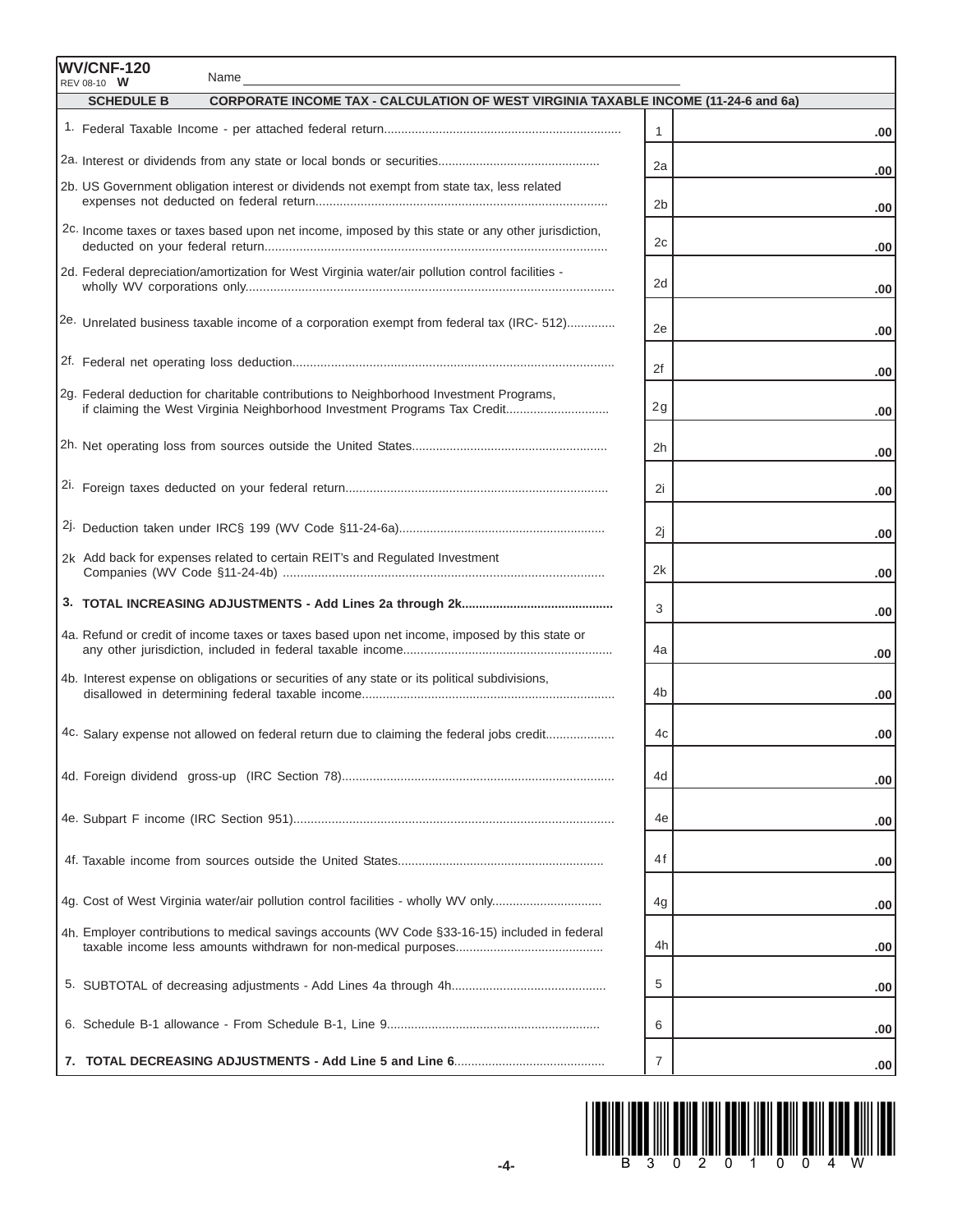**WV/CNF-120**
REV 08-10 **W**

Name ______________________________

**SCHEDULE B — CORPORATE INCOME TAX - CALCULATION OF WEST VIRGINIA TAXABLE INCOME (11-24-6 and 6a)**

| Line | Description | Line | Amount |
|---|---|---|---|
| 1. | Federal Taxable Income - per attached federal return | 1 | .00 |
| 2a. | Interest or dividends from any state or local bonds or securities | 2a | .00 |
| 2b. | US Government obligation interest or dividends not exempt from state tax, less related expenses not deducted on federal return | 2b | .00 |
| 2c. | Income taxes or taxes based upon net income, imposed by this state or any other jurisdiction, deducted on your federal return | 2c | .00 |
| 2d. | Federal depreciation/amortization for West Virginia water/air pollution control facilities - wholly WV corporations only | 2d | .00 |
| 2e. | Unrelated business taxable income of a corporation exempt from federal tax (IRC- 512) | 2e | .00 |
| 2f. | Federal net operating loss deduction | 2f | .00 |
| 2g. | Federal deduction for charitable contributions to Neighborhood Investment Programs, if claiming the West Virginia Neighborhood Investment Programs Tax Credit | 2g | .00 |
| 2h. | Net operating loss from sources outside the United States | 2h | .00 |
| 2i. | Foreign taxes deducted on your federal return | 2i | .00 |
| 2j. | Deduction taken under IRC§ 199 (WV Code §11-24-6a) | 2j | .00 |
| 2k | Add back for expenses related to certain REIT's and Regulated Investment Companies (WV Code §11-24-4b) | 2k | .00 |
| **3.** | **TOTAL INCREASING ADJUSTMENTS - Add Lines 2a through 2k** | 3 | .00 |
| 4a. | Refund or credit of income taxes or taxes based upon net income, imposed by this state or any other jurisdiction, included in federal taxable income | 4a | .00 |
| 4b. | Interest expense on obligations or securities of any state or its political subdivisions, disallowed in determining federal taxable income | 4b | .00 |
| 4c. | Salary expense not allowed on federal return due to claiming the federal jobs credit | 4c | .00 |
| 4d. | Foreign dividend gross-up (IRC Section 78) | 4d | .00 |
| 4e. | Subpart F income (IRC Section 951) | 4e | .00 |
| 4f. | Taxable income from sources outside the United States | 4f | .00 |
| 4g. | Cost of West Virginia water/air pollution control facilities - wholly WV only | 4g | .00 |
| 4h. | Employer contributions to medical savings accounts (WV Code §33-16-15) included in federal taxable income less amounts withdrawn for non-medical purposes | 4h | .00 |
| 5. | SUBTOTAL of decreasing adjustments - Add Lines 4a through 4h | 5 | .00 |
| 6. | Schedule B-1 allowance - From Schedule B-1, Line 9 | 6 | .00 |
| **7.** | **TOTAL DECREASING ADJUSTMENTS - Add Line 5 and Line 6** | 7 | .00 |

B 3 0 2 0 1 0 0 4 W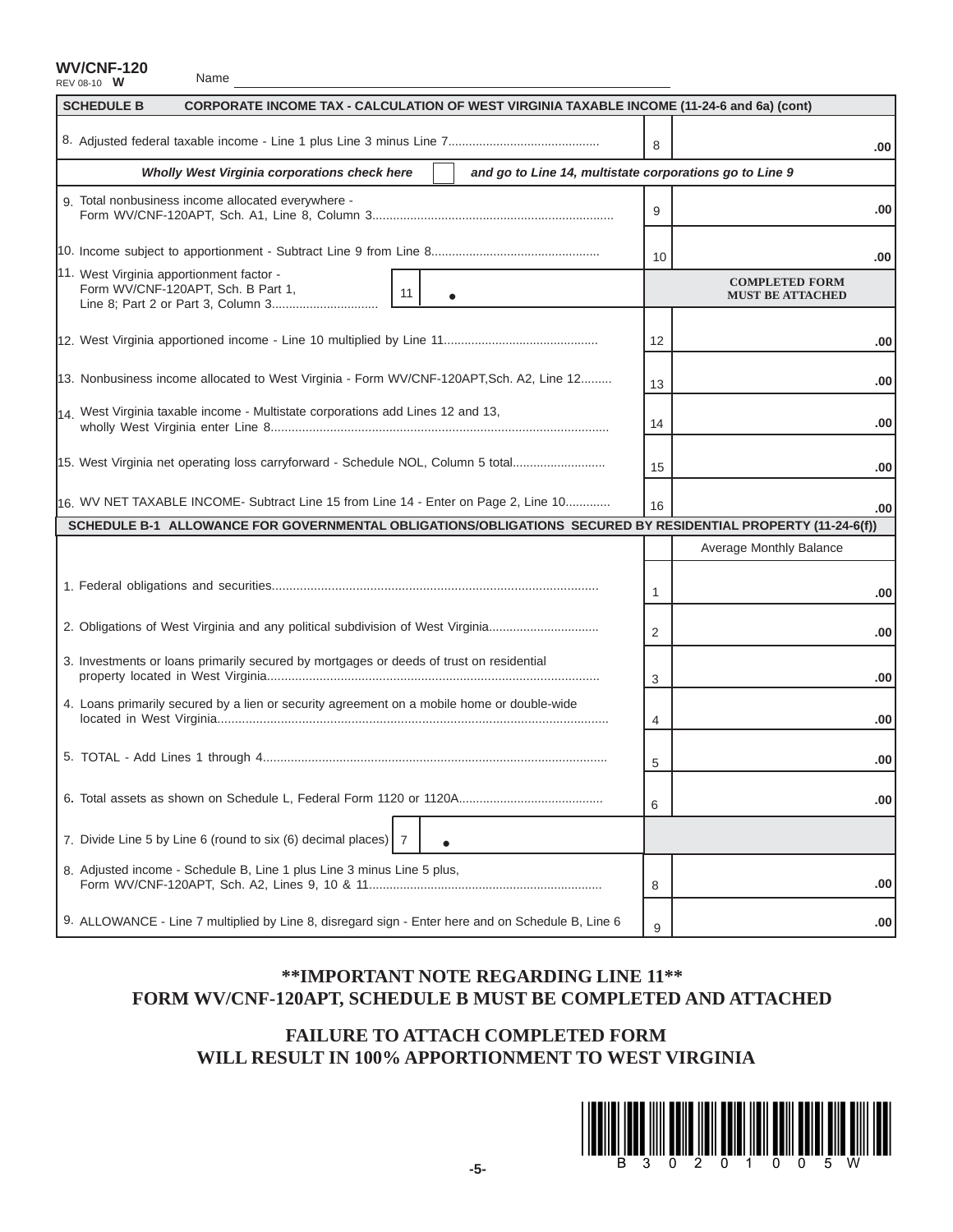**WV/CNF-120**
REV 08-10 **W**

Name ____________________

| SCHEDULE B | CORPORATE INCOME TAX - CALCULATION OF WEST VIRGINIA TAXABLE INCOME (11-24-6 and 6a) (cont) | |
|---|---|---|
| 8. Adjusted federal taxable income - Line 1 plus Line 3 minus Line 7 | 8 | .00 |
| ***Wholly West Virginia corporations check here*** ☐ ***and go to Line 14, multistate corporations go to Line 9*** | | |
| 9. Total nonbusiness income allocated everywhere - Form WV/CNF-120APT, Sch. A1, Line 8, Column 3 | 9 | .00 |
| 10. Income subject to apportionment - Subtract Line 9 from Line 8 | 10 | .00 |
| 11. West Virginia apportionment factor - Form WV/CNF-120APT, Sch. B Part 1, Line 8; Part 2 or Part 3, Column 3 — 11 • | | **COMPLETED FORM MUST BE ATTACHED** |
| 12. West Virginia apportioned income - Line 10 multiplied by Line 11 | 12 | .00 |
| 13. Nonbusiness income allocated to West Virginia - Form WV/CNF-120APT,Sch. A2, Line 12 | 13 | .00 |
| 14. West Virginia taxable income - Multistate corporations add Lines 12 and 13, wholly West Virginia enter Line 8 | 14 | .00 |
| 15. West Virginia net operating loss carryforward - Schedule NOL, Column 5 total | 15 | .00 |
| 16. WV NET TAXABLE INCOME- Subtract Line 15 from Line 14 - Enter on Page 2, Line 10 | 16 | .00 |

| SCHEDULE B-1 ALLOWANCE FOR GOVERNMENTAL OBLIGATIONS/OBLIGATIONS SECURED BY RESIDENTIAL PROPERTY (11-24-6(f)) | | Average Monthly Balance |
|---|---|---|
| 1. Federal obligations and securities | 1 | .00 |
| 2. Obligations of West Virginia and any political subdivision of West Virginia | 2 | .00 |
| 3. Investments or loans primarily secured by mortgages or deeds of trust on residential property located in West Virginia | 3 | .00 |
| 4. Loans primarily secured by a lien or security agreement on a mobile home or double-wide located in West Virginia | 4 | .00 |
| 5. TOTAL - Add Lines 1 through 4 | 5 | .00 |
| 6. Total assets as shown on Schedule L, Federal Form 1120 or 1120A | 6 | .00 |
| 7. Divide Line 5 by Line 6 (round to six (6) decimal places) — 7 • | | |
| 8. Adjusted income - Schedule B, Line 1 plus Line 3 minus Line 5 plus, Form WV/CNF-120APT, Sch. A2, Lines 9, 10 & 11 | 8 | .00 |
| 9. ALLOWANCE - Line 7 multiplied by Line 8, disregard sign - Enter here and on Schedule B, Line 6 | 9 | .00 |

**\*\*IMPORTANT NOTE REGARDING LINE 11\*\***
**FORM WV/CNF-120APT, SCHEDULE B MUST BE COMPLETED AND ATTACHED**

**FAILURE TO ATTACH COMPLETED FORM**
**WILL RESULT IN 100% APPORTIONMENT TO WEST VIRGINIA**

B 3 0 2 0 1 0 0 5 W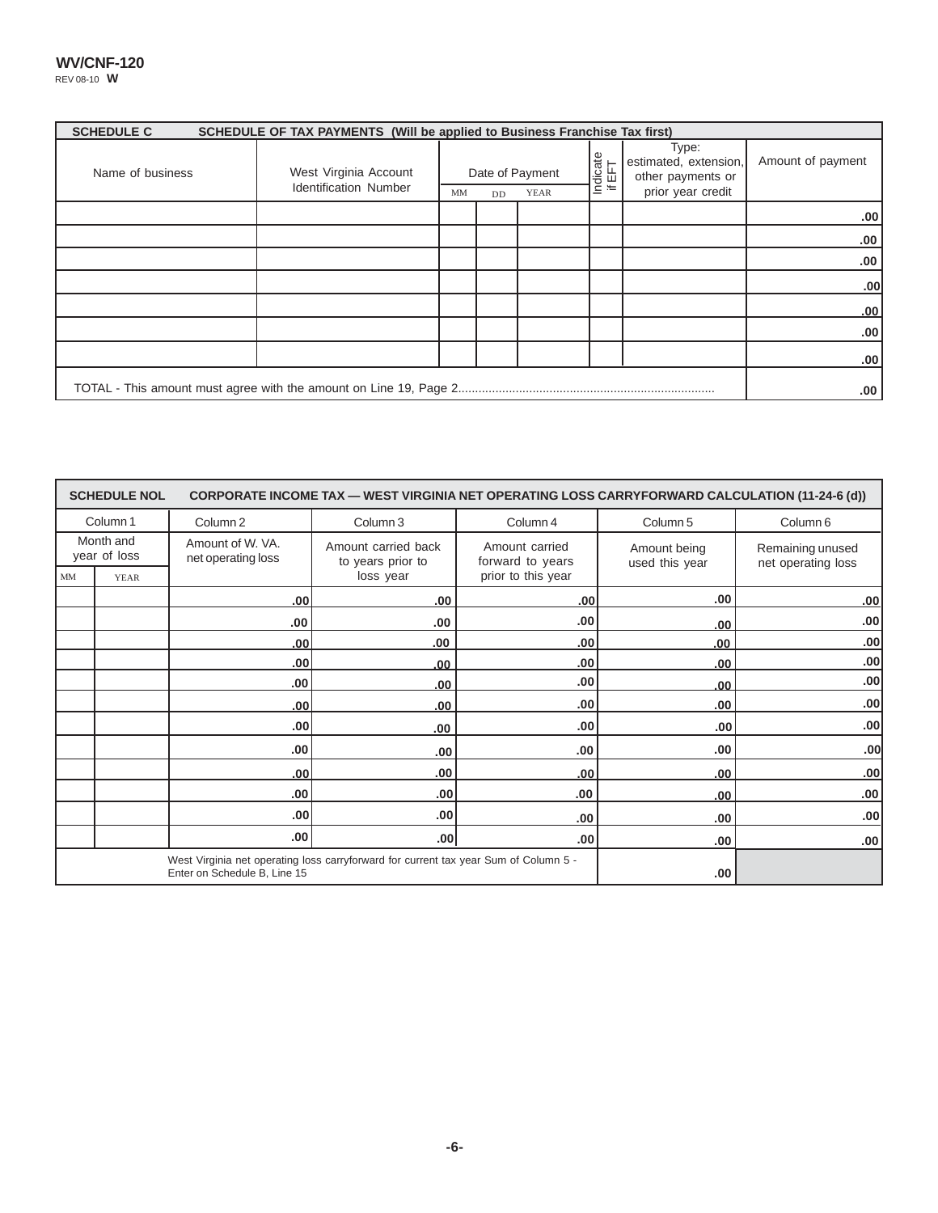WV/CNF-120
REV 08-10 **W**

| **SCHEDULE C** SCHEDULE OF TAX PAYMENTS (Will be applied to Business Franchise Tax first) | | | | | | | |
|---|---|---|---|---|---|---|---|
| Name of business | West Virginia Account Identification Number | Date of Payment | | | Indicate if EFT | Type: estimated, extension, other payments or prior year credit | Amount of payment |
| | | MM | DD | YEAR | | | |
| | | | | | | | .00 |
| | | | | | | | .00 |
| | | | | | | | .00 |
| | | | | | | | .00 |
| | | | | | | | .00 |
| | | | | | | | .00 |
| | | | | | | | .00 |
| TOTAL - This amount must agree with the amount on Line 19, Page 2 | | | | | | | .00 |

| **SCHEDULE NOL** CORPORATE INCOME TAX — WEST VIRGINIA NET OPERATING LOSS CARRYFORWARD CALCULATION (11-24-6 (d)) | | | | | | |
|---|---|---|---|---|---|---|
| Column 1 | | Column 2 | Column 3 | Column 4 | Column 5 | Column 6 |
| Month and year of loss | | Amount of W. VA. net operating loss | Amount carried back to years prior to loss year | Amount carried forward to years prior to this year | Amount being used this year | Remaining unused net operating loss |
| MM | YEAR | | | | | |
| | | .00 | .00 | .00 | .00 | .00 |
| | | .00 | .00 | .00 | .00 | .00 |
| | | .00 | .00 | .00 | .00 | .00 |
| | | .00 | .00 | .00 | .00 | .00 |
| | | .00 | .00 | .00 | .00 | .00 |
| | | .00 | .00 | .00 | .00 | .00 |
| | | .00 | .00 | .00 | .00 | .00 |
| | | .00 | .00 | .00 | .00 | .00 |
| | | .00 | .00 | .00 | .00 | .00 |
| | | .00 | .00 | .00 | .00 | .00 |
| | | .00 | .00 | .00 | .00 | .00 |
| | | .00 | .00 | .00 | .00 | .00 |
| | | West Virginia net operating loss carryforward for current tax year Sum of Column 5 - Enter on Schedule B, Line 15 | | | .00 | |